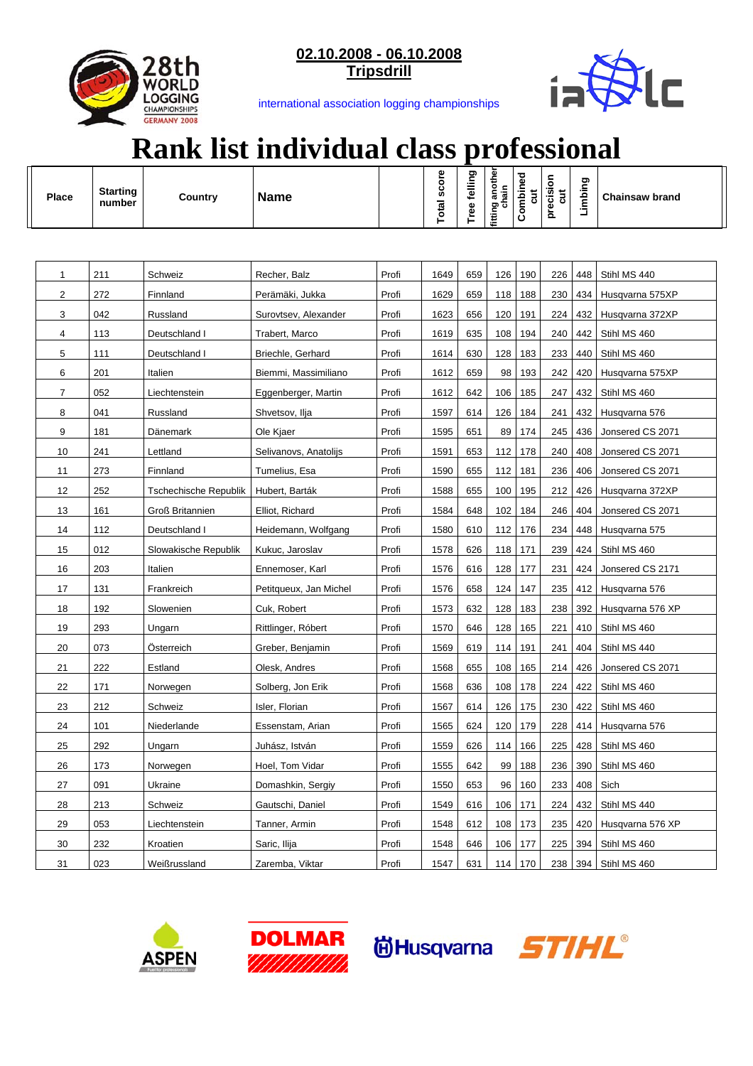**02.10.2008 - 06.10.2008**
**Tripsdrill**

international association logging championships

# Rank list individual class professional

| Place | Starting number | Country | Name | | Total score | Tree felling | fitting another chain | Combined cut | precision cut | Limbing | Chainsaw brand |
|---|---|---|---|---|---|---|---|---|---|---|---|
| 1 | 211 | Schweiz | Recher, Balz | Profi | 1649 | 659 | 126 | 190 | 226 | 448 | Stihl MS 440 |
| 2 | 272 | Finnland | Perämäki, Jukka | Profi | 1629 | 659 | 118 | 188 | 230 | 434 | Husqvarna 575XP |
| 3 | 042 | Russland | Surovtsev, Alexander | Profi | 1623 | 656 | 120 | 191 | 224 | 432 | Husqvarna 372XP |
| 4 | 113 | Deutschland I | Trabert, Marco | Profi | 1619 | 635 | 108 | 194 | 240 | 442 | Stihl MS 460 |
| 5 | 111 | Deutschland I | Briechle, Gerhard | Profi | 1614 | 630 | 128 | 183 | 233 | 440 | Stihl MS 460 |
| 6 | 201 | Italien | Biemmi, Massimiliano | Profi | 1612 | 659 | 98 | 193 | 242 | 420 | Husqvarna 575XP |
| 7 | 052 | Liechtenstein | Eggenberger, Martin | Profi | 1612 | 642 | 106 | 185 | 247 | 432 | Stihl MS 460 |
| 8 | 041 | Russland | Shvetsov, Ilja | Profi | 1597 | 614 | 126 | 184 | 241 | 432 | Husqvarna 576 |
| 9 | 181 | Dänemark | Ole Kjaer | Profi | 1595 | 651 | 89 | 174 | 245 | 436 | Jonsered CS 2071 |
| 10 | 241 | Lettland | Selivanovs, Anatolijs | Profi | 1591 | 653 | 112 | 178 | 240 | 408 | Jonsered CS 2071 |
| 11 | 273 | Finnland | Tumelius, Esa | Profi | 1590 | 655 | 112 | 181 | 236 | 406 | Jonsered CS 2071 |
| 12 | 252 | Tschechische Republik | Hubert, Barták | Profi | 1588 | 655 | 100 | 195 | 212 | 426 | Husqvarna 372XP |
| 13 | 161 | Groß Britannien | Elliot, Richard | Profi | 1584 | 648 | 102 | 184 | 246 | 404 | Jonsered CS 2071 |
| 14 | 112 | Deutschland I | Heidemann, Wolfgang | Profi | 1580 | 610 | 112 | 176 | 234 | 448 | Husqvarna 575 |
| 15 | 012 | Slowakische Republik | Kukuc, Jaroslav | Profi | 1578 | 626 | 118 | 171 | 239 | 424 | Stihl MS 460 |
| 16 | 203 | Italien | Ennemoser, Karl | Profi | 1576 | 616 | 128 | 177 | 231 | 424 | Jonsered CS 2171 |
| 17 | 131 | Frankreich | Petitqueux, Jan Michel | Profi | 1576 | 658 | 124 | 147 | 235 | 412 | Husqvarna 576 |
| 18 | 192 | Slowenien | Cuk, Robert | Profi | 1573 | 632 | 128 | 183 | 238 | 392 | Husqvarna 576 XP |
| 19 | 293 | Ungarn | Rittlinger, Róbert | Profi | 1570 | 646 | 128 | 165 | 221 | 410 | Stihl MS 460 |
| 20 | 073 | Österreich | Greber, Benjamin | Profi | 1569 | 619 | 114 | 191 | 241 | 404 | Stihl MS 440 |
| 21 | 222 | Estland | Olesk, Andres | Profi | 1568 | 655 | 108 | 165 | 214 | 426 | Jonsered CS 2071 |
| 22 | 171 | Norwegen | Solberg, Jon Erik | Profi | 1568 | 636 | 108 | 178 | 224 | 422 | Stihl MS 460 |
| 23 | 212 | Schweiz | Isler, Florian | Profi | 1567 | 614 | 126 | 175 | 230 | 422 | Stihl MS 460 |
| 24 | 101 | Niederlande | Essenstam, Arian | Profi | 1565 | 624 | 120 | 179 | 228 | 414 | Husqvarna 576 |
| 25 | 292 | Ungarn | Juhász, István | Profi | 1559 | 626 | 114 | 166 | 225 | 428 | Stihl MS 460 |
| 26 | 173 | Norwegen | Hoel, Tom Vidar | Profi | 1555 | 642 | 99 | 188 | 236 | 390 | Stihl MS 460 |
| 27 | 091 | Ukraine | Domashkin, Sergiy | Profi | 1550 | 653 | 96 | 160 | 233 | 408 | Sich |
| 28 | 213 | Schweiz | Gautschi, Daniel | Profi | 1549 | 616 | 106 | 171 | 224 | 432 | Stihl MS 440 |
| 29 | 053 | Liechtenstein | Tanner, Armin | Profi | 1548 | 612 | 108 | 173 | 235 | 420 | Husqvarna 576 XP |
| 30 | 232 | Kroatien | Saric, Ilija | Profi | 1548 | 646 | 106 | 177 | 225 | 394 | Stihl MS 460 |
| 31 | 023 | Weißrussland | Zaremba, Viktar | Profi | 1547 | 631 | 114 | 170 | 238 | 394 | Stihl MS 460 |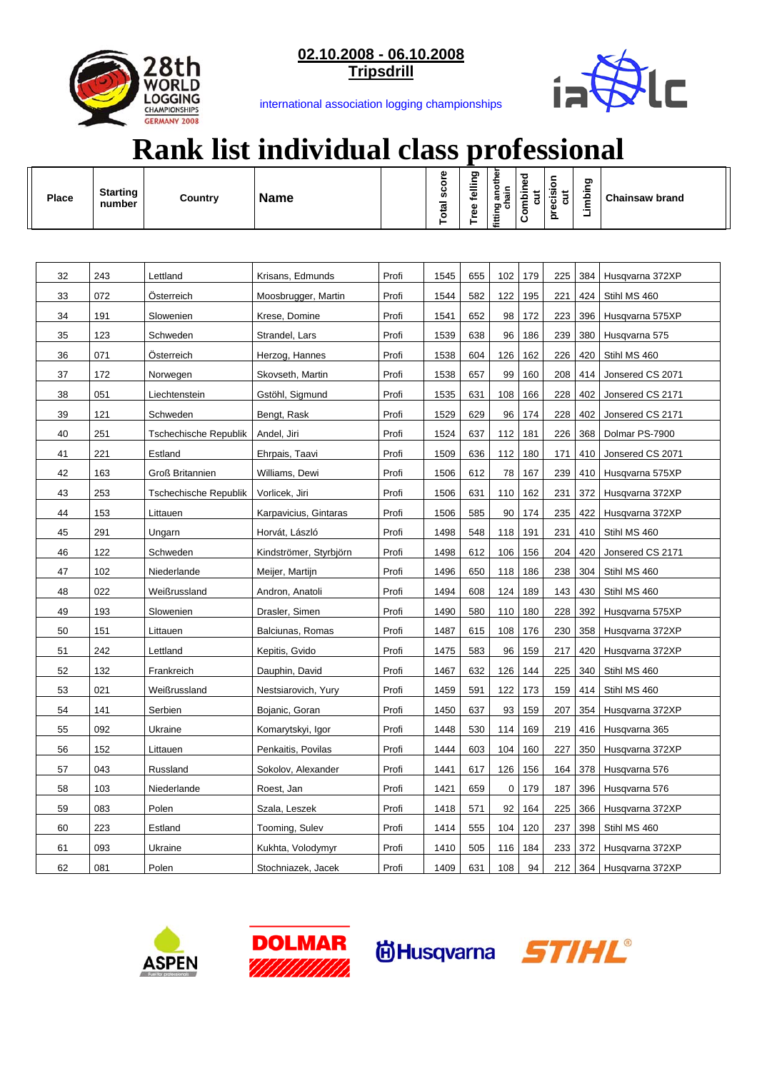02.10.2008 - 06.10.2008

Tripsdrill

international association logging championships

# Rank list individual class professional

| Place | Starting number | Country | Name | | Total score | Tree felling | fitting another chain | Combined cut | precision cut | Limbing | Chainsaw brand |
|---|---|---|---|---|---|---|---|---|---|---|---|
| 32 | 243 | Lettland | Krisans, Edmunds | Profi | 1545 | 655 | 102 | 179 | 225 | 384 | Husqvarna 372XP |
| 33 | 072 | Österreich | Moosbrugger, Martin | Profi | 1544 | 582 | 122 | 195 | 221 | 424 | Stihl MS 460 |
| 34 | 191 | Slowenien | Krese, Domine | Profi | 1541 | 652 | 98 | 172 | 223 | 396 | Husqvarna 575XP |
| 35 | 123 | Schweden | Strandel, Lars | Profi | 1539 | 638 | 96 | 186 | 239 | 380 | Husqvarna 575 |
| 36 | 071 | Österreich | Herzog, Hannes | Profi | 1538 | 604 | 126 | 162 | 226 | 420 | Stihl MS 460 |
| 37 | 172 | Norwegen | Skovseth, Martin | Profi | 1538 | 657 | 99 | 160 | 208 | 414 | Jonsered CS 2071 |
| 38 | 051 | Liechtenstein | Gstöhl, Sigmund | Profi | 1535 | 631 | 108 | 166 | 228 | 402 | Jonsered CS 2171 |
| 39 | 121 | Schweden | Bengt, Rask | Profi | 1529 | 629 | 96 | 174 | 228 | 402 | Jonsered CS 2171 |
| 40 | 251 | Tschechische Republik | Andel, Jiri | Profi | 1524 | 637 | 112 | 181 | 226 | 368 | Dolmar PS-7900 |
| 41 | 221 | Estland | Ehrpais, Taavi | Profi | 1509 | 636 | 112 | 180 | 171 | 410 | Jonsered CS 2071 |
| 42 | 163 | Groß Britannien | Williams, Dewi | Profi | 1506 | 612 | 78 | 167 | 239 | 410 | Husqvarna 575XP |
| 43 | 253 | Tschechische Republik | Vorlicek, Jiri | Profi | 1506 | 631 | 110 | 162 | 231 | 372 | Husqvarna 372XP |
| 44 | 153 | Littauen | Karpavicius, Gintaras | Profi | 1506 | 585 | 90 | 174 | 235 | 422 | Husqvarna 372XP |
| 45 | 291 | Ungarn | Horvát, László | Profi | 1498 | 548 | 118 | 191 | 231 | 410 | Stihl MS 460 |
| 46 | 122 | Schweden | Kindströmer, Styrbjörn | Profi | 1498 | 612 | 106 | 156 | 204 | 420 | Jonsered CS 2171 |
| 47 | 102 | Niederlande | Meijer, Martijn | Profi | 1496 | 650 | 118 | 186 | 238 | 304 | Stihl MS 460 |
| 48 | 022 | Weißrussland | Andron, Anatoli | Profi | 1494 | 608 | 124 | 189 | 143 | 430 | Stihl MS 460 |
| 49 | 193 | Slowenien | Drasler, Simen | Profi | 1490 | 580 | 110 | 180 | 228 | 392 | Husqvarna 575XP |
| 50 | 151 | Littauen | Balciunas, Romas | Profi | 1487 | 615 | 108 | 176 | 230 | 358 | Husqvarna 372XP |
| 51 | 242 | Lettland | Kepitis, Gvido | Profi | 1475 | 583 | 96 | 159 | 217 | 420 | Husqvarna 372XP |
| 52 | 132 | Frankreich | Dauphin, David | Profi | 1467 | 632 | 126 | 144 | 225 | 340 | Stihl MS 460 |
| 53 | 021 | Weißrussland | Nestsiarovich, Yury | Profi | 1459 | 591 | 122 | 173 | 159 | 414 | Stihl MS 460 |
| 54 | 141 | Serbien | Bojanic, Goran | Profi | 1450 | 637 | 93 | 159 | 207 | 354 | Husqvarna 372XP |
| 55 | 092 | Ukraine | Komarytskyi, Igor | Profi | 1448 | 530 | 114 | 169 | 219 | 416 | Husqvarna 365 |
| 56 | 152 | Littauen | Penkaitis, Povilas | Profi | 1444 | 603 | 104 | 160 | 227 | 350 | Husqvarna 372XP |
| 57 | 043 | Russland | Sokolov, Alexander | Profi | 1441 | 617 | 126 | 156 | 164 | 378 | Husqvarna 576 |
| 58 | 103 | Niederlande | Roest, Jan | Profi | 1421 | 659 | 0 | 179 | 187 | 396 | Husqvarna 576 |
| 59 | 083 | Polen | Szala, Leszek | Profi | 1418 | 571 | 92 | 164 | 225 | 366 | Husqvarna 372XP |
| 60 | 223 | Estland | Tooming, Sulev | Profi | 1414 | 555 | 104 | 120 | 237 | 398 | Stihl MS 460 |
| 61 | 093 | Ukraine | Kukhta, Volodymyr | Profi | 1410 | 505 | 116 | 184 | 233 | 372 | Husqvarna 372XP |
| 62 | 081 | Polen | Stochniazek, Jacek | Profi | 1409 | 631 | 108 | 94 | 212 | 364 | Husqvarna 372XP |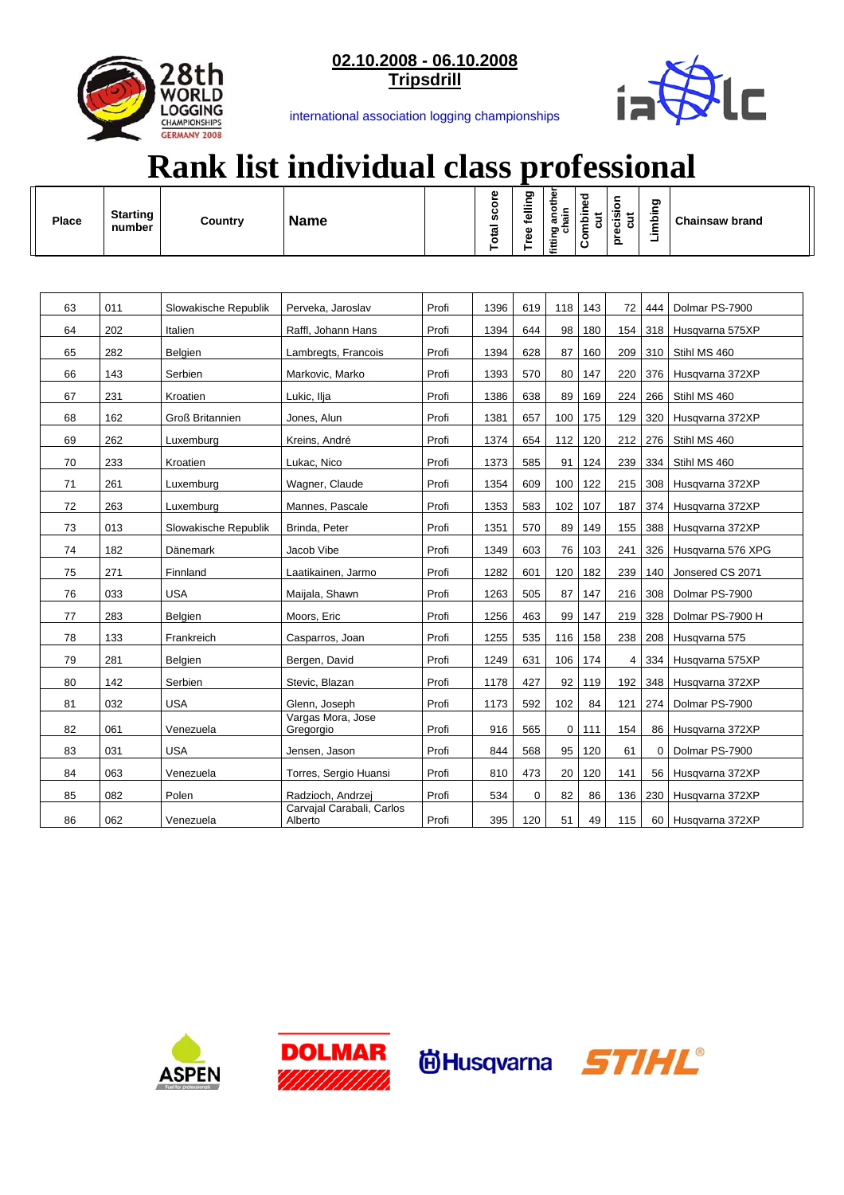**02.10.2008 - 06.10.2008**
**Tripsdrill**

28th WORLD LOGGING CHAMPIONSHIPS GERMANY 2008

international association logging championships

# Rank list individual class professional

| Place | Starting number | Country | Name | | Total score | Tree felling | fitting another chain | Combined cut | precision cut | Limbing | Chainsaw brand |
|---|---|---|---|---|---|---|---|---|---|---|---|
| 63 | 011 | Slowakische Republik | Perveka, Jaroslav | Profi | 1396 | 619 | 118 | 143 | 72 | 444 | Dolmar PS-7900 |
| 64 | 202 | Italien | Raffl, Johann Hans | Profi | 1394 | 644 | 98 | 180 | 154 | 318 | Husqvarna 575XP |
| 65 | 282 | Belgien | Lambregts, Francois | Profi | 1394 | 628 | 87 | 160 | 209 | 310 | Stihl MS 460 |
| 66 | 143 | Serbien | Markovic, Marko | Profi | 1393 | 570 | 80 | 147 | 220 | 376 | Husqvarna 372XP |
| 67 | 231 | Kroatien | Lukic, Ilja | Profi | 1386 | 638 | 89 | 169 | 224 | 266 | Stihl MS 460 |
| 68 | 162 | Groß Britannien | Jones, Alun | Profi | 1381 | 657 | 100 | 175 | 129 | 320 | Husqvarna 372XP |
| 69 | 262 | Luxemburg | Kreins, André | Profi | 1374 | 654 | 112 | 120 | 212 | 276 | Stihl MS 460 |
| 70 | 233 | Kroatien | Lukac, Nico | Profi | 1373 | 585 | 91 | 124 | 239 | 334 | Stihl MS 460 |
| 71 | 261 | Luxemburg | Wagner, Claude | Profi | 1354 | 609 | 100 | 122 | 215 | 308 | Husqvarna 372XP |
| 72 | 263 | Luxemburg | Mannes, Pascale | Profi | 1353 | 583 | 102 | 107 | 187 | 374 | Husqvarna 372XP |
| 73 | 013 | Slowakische Republik | Brinda, Peter | Profi | 1351 | 570 | 89 | 149 | 155 | 388 | Husqvarna 372XP |
| 74 | 182 | Dänemark | Jacob Vibe | Profi | 1349 | 603 | 76 | 103 | 241 | 326 | Husqvarna 576 XPG |
| 75 | 271 | Finnland | Laatikainen, Jarmo | Profi | 1282 | 601 | 120 | 182 | 239 | 140 | Jonsered CS 2071 |
| 76 | 033 | USA | Maijala, Shawn | Profi | 1263 | 505 | 87 | 147 | 216 | 308 | Dolmar PS-7900 |
| 77 | 283 | Belgien | Moors, Eric | Profi | 1256 | 463 | 99 | 147 | 219 | 328 | Dolmar PS-7900 H |
| 78 | 133 | Frankreich | Casparros, Joan | Profi | 1255 | 535 | 116 | 158 | 238 | 208 | Husqvarna 575 |
| 79 | 281 | Belgien | Bergen, David | Profi | 1249 | 631 | 106 | 174 | 4 | 334 | Husqvarna 575XP |
| 80 | 142 | Serbien | Stevic, Blazan | Profi | 1178 | 427 | 92 | 119 | 192 | 348 | Husqvarna 372XP |
| 81 | 032 | USA | Glenn, Joseph | Profi | 1173 | 592 | 102 | 84 | 121 | 274 | Dolmar PS-7900 |
| 82 | 061 | Venezuela | Vargas Mora, Jose Gregorgio | Profi | 916 | 565 | 0 | 111 | 154 | 86 | Husqvarna 372XP |
| 83 | 031 | USA | Jensen, Jason | Profi | 844 | 568 | 95 | 120 | 61 | 0 | Dolmar PS-7900 |
| 84 | 063 | Venezuela | Torres, Sergio Huansi | Profi | 810 | 473 | 20 | 120 | 141 | 56 | Husqvarna 372XP |
| 85 | 082 | Polen | Radzioch, Andrzej | Profi | 534 | 0 | 82 | 86 | 136 | 230 | Husqvarna 372XP |
| 86 | 062 | Venezuela | Carvajal Carabali, Carlos Alberto | Profi | 395 | 120 | 51 | 49 | 115 | 60 | Husqvarna 372XP |

ASPEN DOLMAR Husqvarna STIHL®